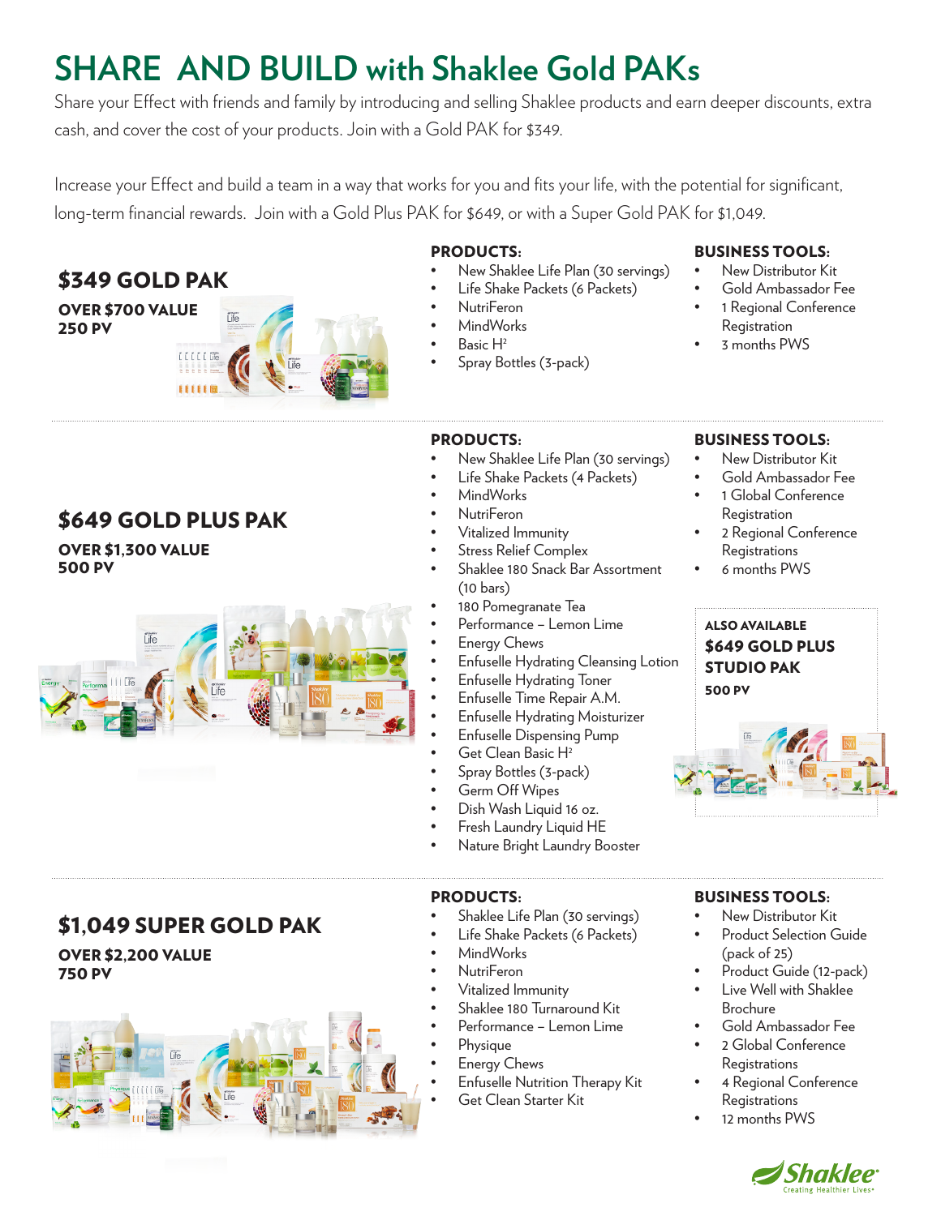# SHARE AND BUILD with Shaklee Gold PAKs

Share your Effect with friends and family by introducing and selling Shaklee products and earn deeper discounts, extra cash, and cover the cost of your products. Join with a Gold PAK for $349.

Increase your Effect and build a team in a way that works for you and fits your life, with the potential for significant, long-term financial rewards. Join with a Gold Plus PAK for $649, or with a Super Gold PAK for $1,049.

## $349 GOLD PAK

**OVER $700 VALUE**
**250 PV**

**PRODUCTS:**

- New Shaklee Life Plan (30 servings)
- Life Shake Packets (6 Packets)
- NutriFeron
- MindWorks
- Basic $H^2$
- Spray Bottles (3-pack)

**BUSINESS TOOLS:**

- New Distributor Kit
- Gold Ambassador Fee
- 1 Regional Conference Registration
- 3 months PWS

## $649 GOLD PLUS PAK

**OVER $1,300 VALUE**
**500 PV**

**PRODUCTS:**

- New Shaklee Life Plan (30 servings)
- Life Shake Packets (4 Packets)
- MindWorks
- NutriFeron
- Vitalized Immunity
- Stress Relief Complex
- Shaklee 180 Snack Bar Assortment (10 bars)
- 180 Pomegranate Tea
- Performance – Lemon Lime
- Energy Chews
- Enfuselle Hydrating Cleansing Lotion
- Enfuselle Hydrating Toner
- Enfuselle Time Repair A.M.
- Enfuselle Hydrating Moisturizer
- Enfuselle Dispensing Pump
- Get Clean Basic $H^2$
- Spray Bottles (3-pack)
- Germ Off Wipes
- Dish Wash Liquid 16 oz.
- Fresh Laundry Liquid HE
- Nature Bright Laundry Booster

**BUSINESS TOOLS:**

- New Distributor Kit
- Gold Ambassador Fee
- 1 Global Conference Registration
- 2 Regional Conference Registrations
- 6 months PWS

**ALSO AVAILABLE**
**$649 GOLD PLUS STUDIO PAK**
**500 PV**

## $1,049 SUPER GOLD PAK

**OVER $2,200 VALUE**
**750 PV**

**PRODUCTS:**

- Shaklee Life Plan (30 servings)
- Life Shake Packets (6 Packets)
- MindWorks
- NutriFeron
- Vitalized Immunity
- Shaklee 180 Turnaround Kit
- Performance – Lemon Lime
- Physique
- Energy Chews
- Enfuselle Nutrition Therapy Kit
- Get Clean Starter Kit

**BUSINESS TOOLS:**

- New Distributor Kit
- Product Selection Guide (pack of 25)
- Product Guide (12-pack)
- Live Well with Shaklee Brochure
- Gold Ambassador Fee
- 2 Global Conference Registrations
- 4 Regional Conference Registrations
- 12 months PWS

Shaklee
Creating Healthier Lives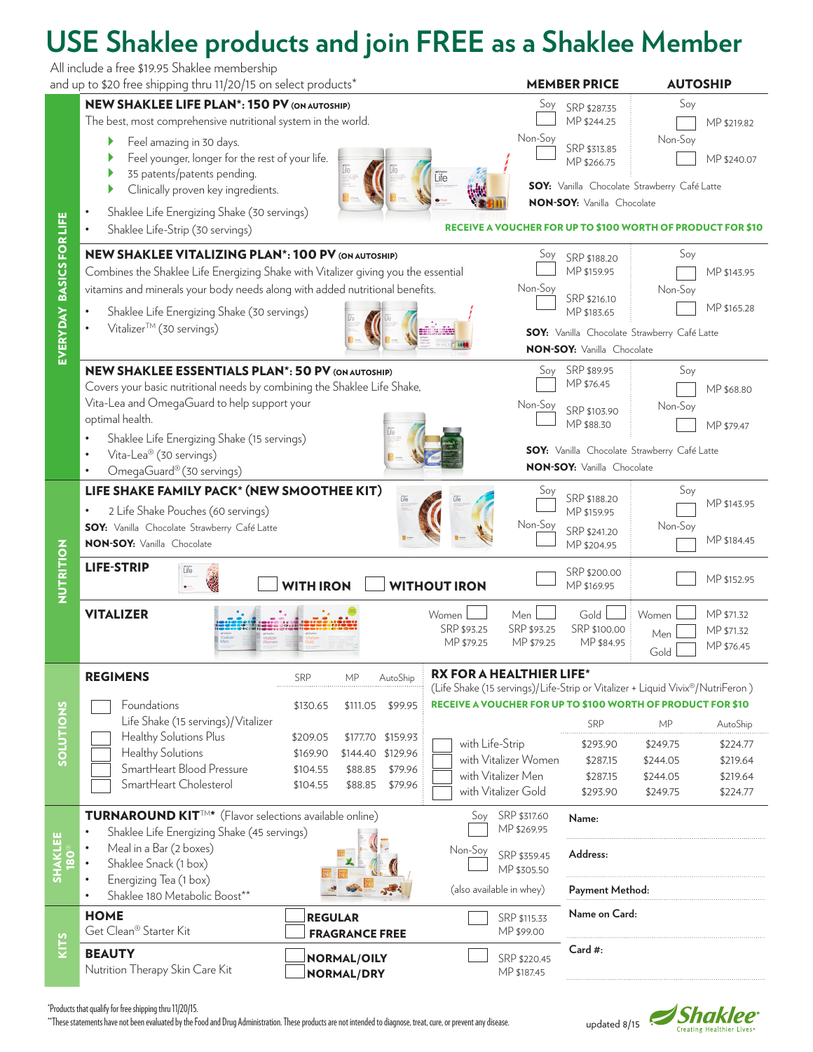# USE Shakee products and join FREE as a Shaklee Member

All include a free $19.95 Shaklee membership and up to $20 free shipping thru 11/20/15 on select products*

## EVERYDAY BASICS FOR LIFE

| | MEMBER PRICE | AUTOSHIP |
|---|---|---|
| **NEW SHAKLEE LIFE PLAN*: 150 PV (ON AUTOSHIP)** | | |
| The best, most comprehensive nutritional system in the world. | | |
| - Feel amazing in 30 days.<br>- Feel younger, longer for the rest of your life.<br>- 35 patents/patents pending.<br>- Clinically proven key ingredients. | Soy: SRP $287.35 / MP $244.25<br>Non-Soy: SRP $313.85 / MP $266.75 | Soy: MP $219.82<br>Non-Soy: MP $240.07 |
| - Shaklee Life Energizing Shake (30 servings)<br>- Shaklee Life-Strip (30 servings) | SOY: Vanilla Chocolate Strawberry Café Latte<br>NON-SOY: Vanilla Chocolate | |
| | RECEIVE A VOUCHER FOR UP TO $100 WORTH OF PRODUCT FOR $10 | |
| **NEW SHAKLEE VITALIZING PLAN*: 100 PV (ON AUTOSHIP)** | | |
| Combines the Shaklee Life Energizing Shake with Vitalizer giving you the essential vitamins and minerals your body needs along with added nutritional benefits.<br>- Shaklee Life Energizing Shake (30 servings)<br>- Vitalizer™ (30 servings) | Soy: SRP $188.20 / MP $159.95<br>Non-Soy: SRP $216.10 / MP $183.65 | Soy: MP $143.95<br>Non-Soy: MP $165.28 |
| | SOY: Vanilla Chocolate Strawberry Café Latte<br>NON-SOY: Vanilla Chocolate | |
| **NEW SHAKLEE ESSENTIALS PLAN*: 50 PV (ON AUTOSHIP)** | | |
| Covers your basic nutritional needs by combining the Shaklee Life Shake, Vita-Lea and OmegaGuard to help support your optimal health.<br>- Shaklee Life Energizing Shake (15 servings)<br>- Vita-Lea® (30 servings)<br>- OmegaGuard® (30 servings) | Soy: SRP $89.95 / MP $76.45<br>Non-Soy: SRP $103.90 / MP $88.30 | Soy: MP $68.80<br>Non-Soy: MP $79.47 |
| | SOY: Vanilla Chocolate Strawberry Café Latte<br>NON-SOY: Vanilla Chocolate | |

## NUTRITION

| | MEMBER PRICE | AUTOSHIP |
|---|---|---|
| **LIFE SHAKE FAMILY PACK* (NEW SMOOTHEE KIT)**<br>- 2 Life Shake Pouches (60 servings)<br>SOY: Vanilla Chocolate Strawberry Café Latte<br>NON-SOY: Vanilla Chocolate | Soy: SRP $188.20 / MP $159.95<br>Non-Soy: SRP $241.20 / MP $204.95 | Soy: MP $143.95<br>Non-Soy: MP $184.45 |
| **LIFE-STRIP** ☐ WITH IRON ☐ WITHOUT IRON | SRP $200.00 / MP $169.95 | MP $152.95 |
| **VITALIZER** | Women: SRP $93.25 / MP $79.25<br>Men: SRP $93.25 / MP $79.25<br>Gold: SRP $100.00 / MP $84.95 | Women: MP $71.32<br>Men: MP $71.32<br>Gold: MP $76.45 |

## SOLUTIONS

### REGIMENS

| | SRP | MP | AutoShip |
|---|---|---|---|
| Foundations<br>Life Shake (15 servings)/Vitalizer | $130.65 | $111.05 | $99.95 |
| Healthy Solutions Plus | $209.05 | $177.70 | $159.93 |
| Healthy Solutions | $169.90 | $144.40 | $129.96 |
| SmartHeart Blood Pressure | $104.55 | $88.85 | $79.96 |
| SmartHeart Cholesterol | $104.55 | $88.85 | $79.96 |

### RX FOR A HEALTHIER LIFE*

(Life Shake (15 servings)/Life-Strip or Vitalizer + Liquid Vivix®/NutriFeron )

RECEIVE A VOUCHER FOR UP TO $100 WORTH OF PRODUCT FOR $10

| | SRP | MP | AutoShip |
|---|---|---|---|
| with Life-Strip | $293.90 | $249.75 | $224.77 |
| with Vitalizer Women | $287.15 | $244.05 | $219.64 |
| with Vitalizer Men | $287.15 | $244.05 | $219.64 |
| with Vitalizer Gold | $293.90 | $249.75 | $224.77 |

## SHAKLEE 180®

**TURNAROUND KIT™*** (Flavor selections available online)

- Shaklee Life Energizing Shake (45 servings)
- Meal in a Bar (2 boxes)
- Shaklee Snack (1 box)
- Energizing Tea (1 box)
- Shaklee 180 Metabolic Boost**

Soy: SRP $317.60 / MP $269.95
Non-Soy: SRP $359.45 / MP $305.50
(also available in whey)

## KITS

**HOME**
Get Clean® Starter Kit ☐ REGULAR ☐ FRAGRANCE FREE — SRP $115.33 / MP $99.00

**BEAUTY**
Nutrition Therapy Skin Care Kit ☐ NORMAL/OILY ☐ NORMAL/DRY — SRP $220.45 / MP $187.45

---

Name:

Address:

Payment Method:

Name on Card:

Card #:

---

*Products that qualify for free shipping thru 11/20/15.

**These statements have not been evaluated by the Food and Drug Administration. These products are not intended to diagnose, treat, cure, or prevent any disease.

updated 8/15

Shaklee — Creating Healthier Lives®